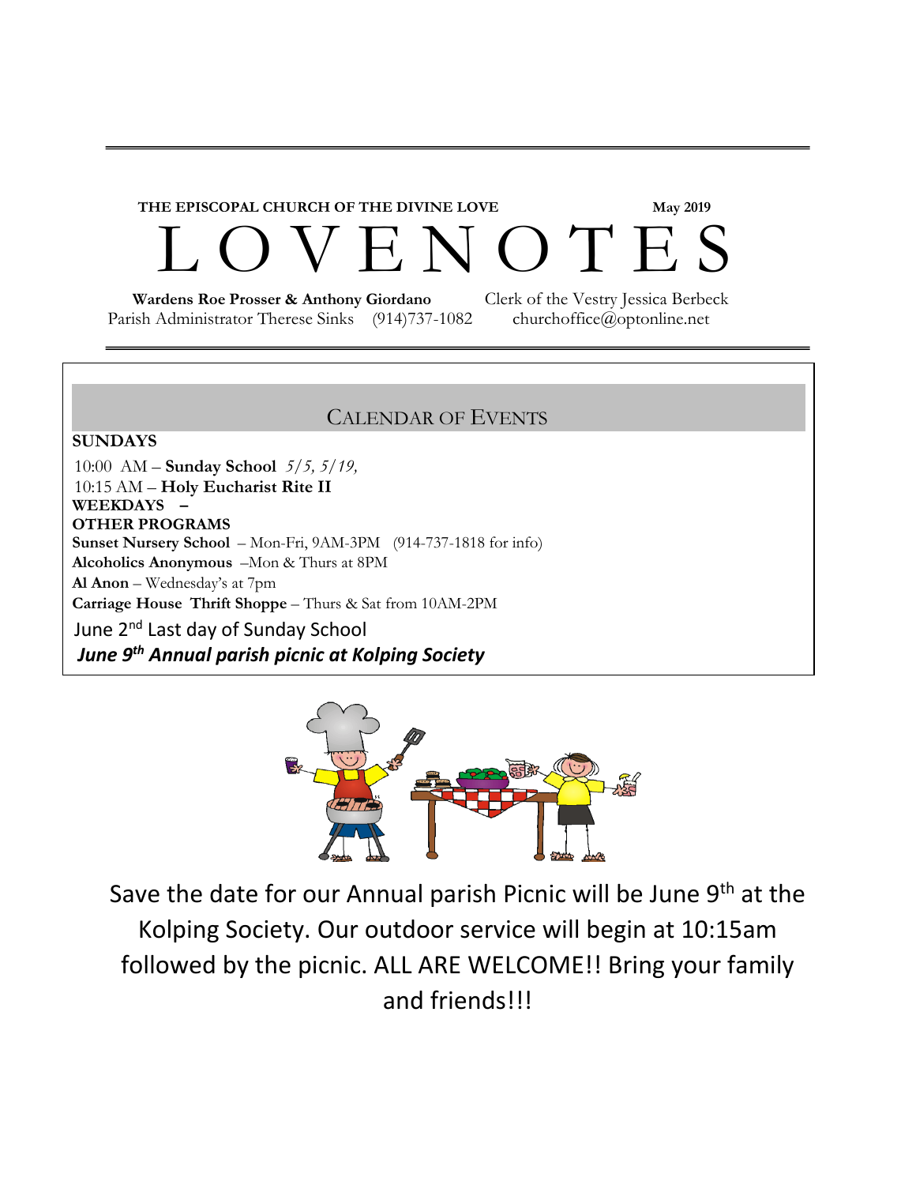**THE EPISCOPAL CHURCH OF THE DIVINE LOVE** **May 2019**

# L O V E N O T E S

**Wardens Roe Prosser & Anthony Giordano** Clerk of the Vestry Jessica Berbeck
Parish Administrator Therese Sinks (914)737-1082 churchoffice@optonline.net

## CALENDAR OF EVENTS

**SUNDAYS**

10:00 AM – **Sunday School** *5/5, 5/19,*
10:15 AM – **Holy Eucharist Rite II**

**WEEKDAYS –**

**OTHER PROGRAMS**

**Sunset Nursery School** – Mon-Fri, 9AM-3PM (914-737-1818 for info)
**Alcoholics Anonymous** –Mon & Thurs at 8PM
**Al Anon** – Wednesday's at 7pm
**Carriage House Thrift Shoppe** – Thurs & Sat from 10AM-2PM

June 2nd Last day of Sunday School

***June 9th Annual parish picnic at Kolping Society***

Save the date for our Annual parish Picnic will be June 9th at the Kolping Society. Our outdoor service will begin at 10:15am followed by the picnic. ALL ARE WELCOME!! Bring your family and friends!!!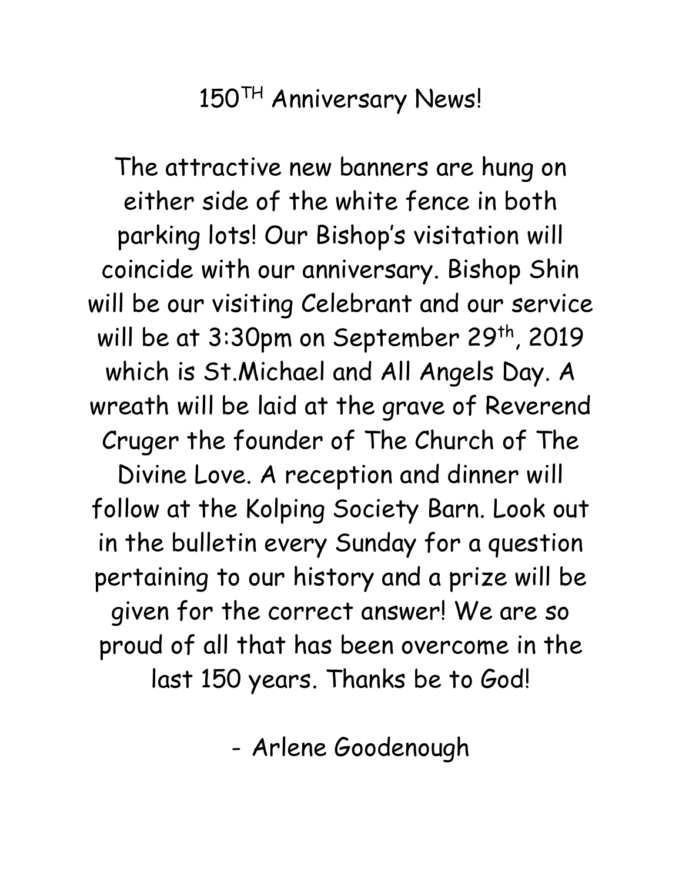# 150TH Anniversary News!

The attractive new banners are hung on either side of the white fence in both parking lots! Our Bishop's visitation will coincide with our anniversary. Bishop Shin will be our visiting Celebrant and our service will be at 3:30pm on September 29th, 2019 which is St.Michael and All Angels Day. A wreath will be laid at the grave of Reverend Cruger the founder of The Church of The Divine Love. A reception and dinner will follow at the Kolping Society Barn. Look out in the bulletin every Sunday for a question pertaining to our history and a prize will be given for the correct answer! We are so proud of all that has been overcome in the last 150 years. Thanks be to God!

- Arlene Goodenough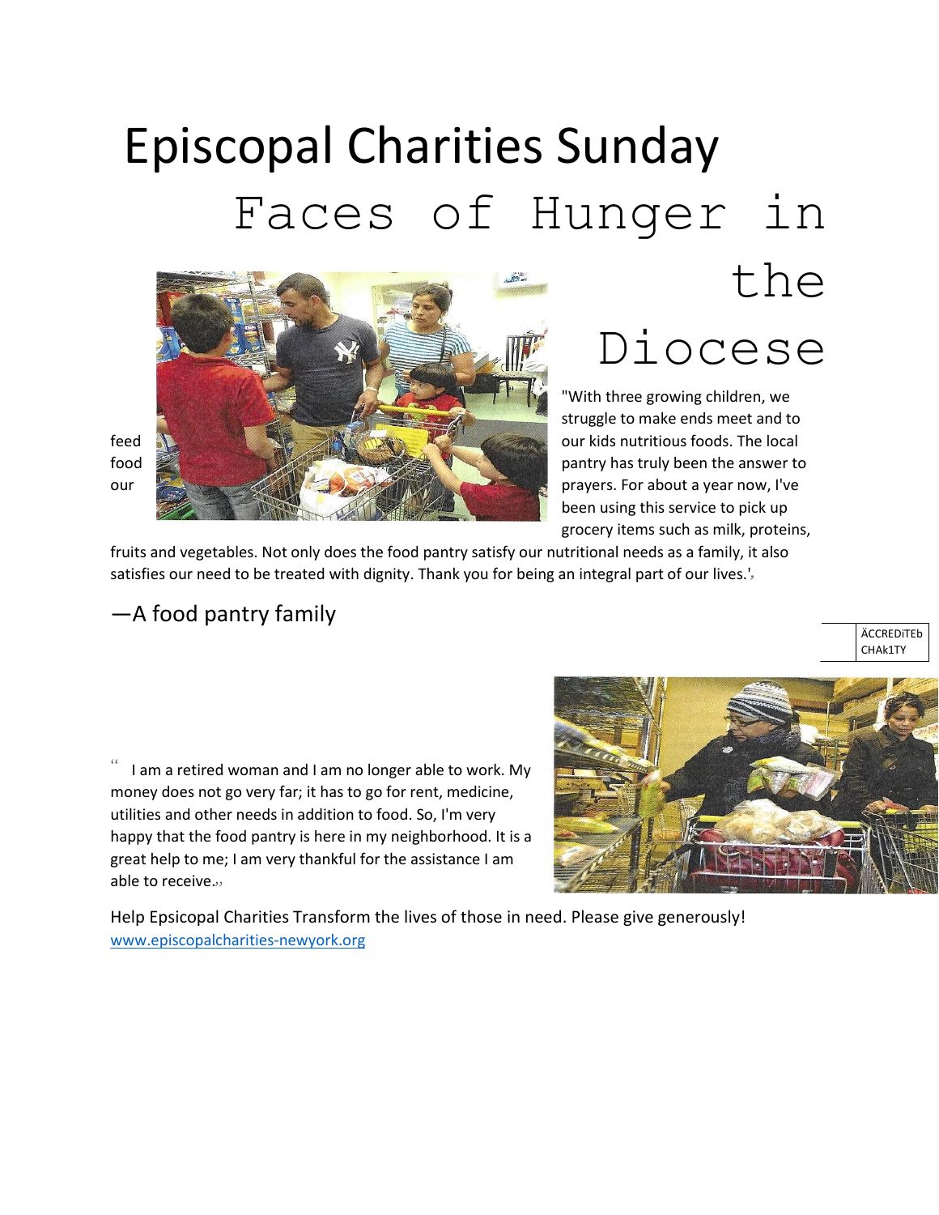# Episcopal Charities Sunday

## Faces of Hunger in the Diocese

"With three growing children, we struggle to make ends meet and to feed our kids nutritious foods. The local food pantry has truly been the answer to our prayers. For about a year now, I've been using this service to pick up grocery items such as milk, proteins, fruits and vegetables. Not only does the food pantry satisfy our nutritional needs as a family, it also satisfies our need to be treated with dignity. Thank you for being an integral part of our lives."

—A food pantry family

ÄCCREDiTEb CHAk1TY

"I am a retired woman and I am no longer able to work. My money does not go very far; it has to go for rent, medicine, utilities and other needs in addition to food. So, I'm very happy that the food pantry is here in my neighborhood. It is a great help to me; I am very thankful for the assistance I am able to receive."

Help Epsicopal Charities Transform the lives of those in need. Please give generously!
www.episcopalcharities-newyork.org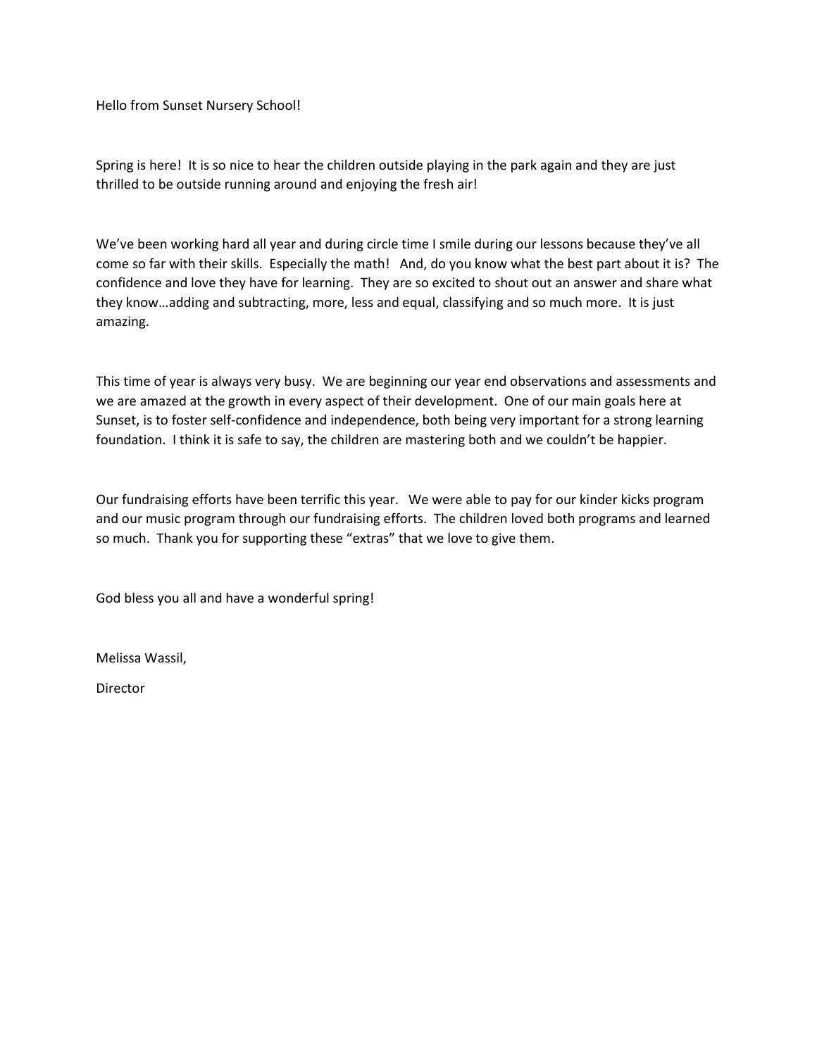Hello from Sunset Nursery School!

Spring is here! It is so nice to hear the children outside playing in the park again and they are just thrilled to be outside running around and enjoying the fresh air!

We've been working hard all year and during circle time I smile during our lessons because they've all come so far with their skills. Especially the math! And, do you know what the best part about it is? The confidence and love they have for learning. They are so excited to shout out an answer and share what they know…adding and subtracting, more, less and equal, classifying and so much more. It is just amazing.

This time of year is always very busy. We are beginning our year end observations and assessments and we are amazed at the growth in every aspect of their development. One of our main goals here at Sunset, is to foster self-confidence and independence, both being very important for a strong learning foundation. I think it is safe to say, the children are mastering both and we couldn't be happier.

Our fundraising efforts have been terrific this year. We were able to pay for our kinder kicks program and our music program through our fundraising efforts. The children loved both programs and learned so much. Thank you for supporting these "extras" that we love to give them.

God bless you all and have a wonderful spring!

Melissa Wassil,

Director